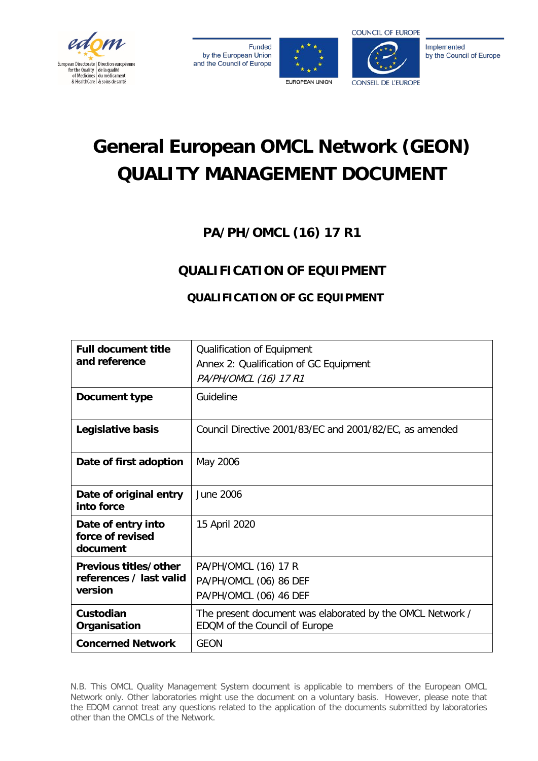# General European OMCL Network (GEON)
# QUALITY MANAGEMENT DOCUMENT

## PA/PH/OMCL (16) 17 R1

## QUALIFICATION OF EQUIPMENT

### QUALIFICATION OF GC EQUIPMENT

| **Full document title and reference** | Qualification of Equipment<br>Annex 2: Qualification of GC Equipment<br>*PA/PH/OMCL (16) 17 R1* |
|---|---|
| **Document type** | Guideline |
| **Legislative basis** | Council Directive 2001/83/EC and 2001/82/EC, as amended |
| **Date of first adoption** | May 2006 |
| **Date of original entry into force** | June 2006 |
| **Date of entry into force of revised document** | 15 April 2020 |
| **Previous titles/other references / last valid version** | PA/PH/OMCL (16) 17 R<br>PA/PH/OMCL (06) 86 DEF<br>PA/PH/OMCL (06) 46 DEF |
| **Custodian Organisation** | The present document was elaborated by the OMCL Network / EDQM of the Council of Europe |
| **Concerned Network** | GEON |

N.B. This OMCL Quality Management System document is applicable to members of the European OMCL Network only. Other laboratories might use the document on a voluntary basis. However, please note that the EDQM cannot treat any questions related to the application of the documents submitted by laboratories other than the OMCLs of the Network.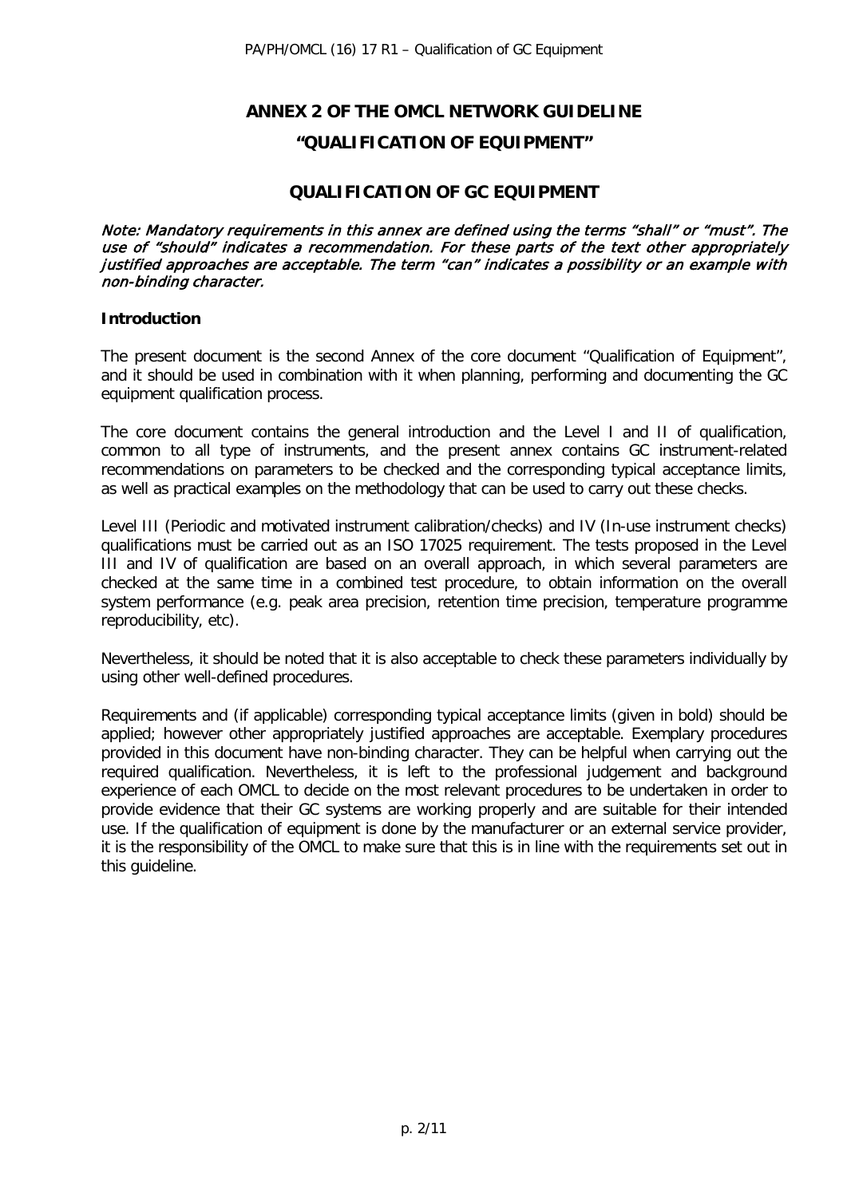# ANNEX 2 OF THE OMCL NETWORK GUIDELINE

# "QUALIFICATION OF EQUIPMENT"

## QUALIFICATION OF GC EQUIPMENT

*Note: Mandatory requirements in this annex are defined using the terms "shall" or "must". The use of "should" indicates a recommendation. For these parts of the text other appropriately justified approaches are acceptable. The term "can" indicates a possibility or an example with non-binding character.*

### Introduction

The present document is the second Annex of the core document "Qualification of Equipment", and it should be used in combination with it when planning, performing and documenting the GC equipment qualification process.

The core document contains the general introduction and the Level I and II of qualification, common to all type of instruments, and the present annex contains GC instrument-related recommendations on parameters to be checked and the corresponding typical acceptance limits, as well as practical examples on the methodology that can be used to carry out these checks.

Level III (Periodic and motivated instrument calibration/checks) and IV (In-use instrument checks) qualifications must be carried out as an ISO 17025 requirement. The tests proposed in the Level III and IV of qualification are based on an overall approach, in which several parameters are checked at the same time in a combined test procedure, to obtain information on the overall system performance (e.g. peak area precision, retention time precision, temperature programme reproducibility, etc).

Nevertheless, it should be noted that it is also acceptable to check these parameters individually by using other well-defined procedures.

Requirements and (if applicable) corresponding typical acceptance limits (given in bold) should be applied; however other appropriately justified approaches are acceptable. Exemplary procedures provided in this document have non-binding character. They can be helpful when carrying out the required qualification. Nevertheless, it is left to the professional judgement and background experience of each OMCL to decide on the most relevant procedures to be undertaken in order to provide evidence that their GC systems are working properly and are suitable for their intended use. If the qualification of equipment is done by the manufacturer or an external service provider, it is the responsibility of the OMCL to make sure that this is in line with the requirements set out in this guideline.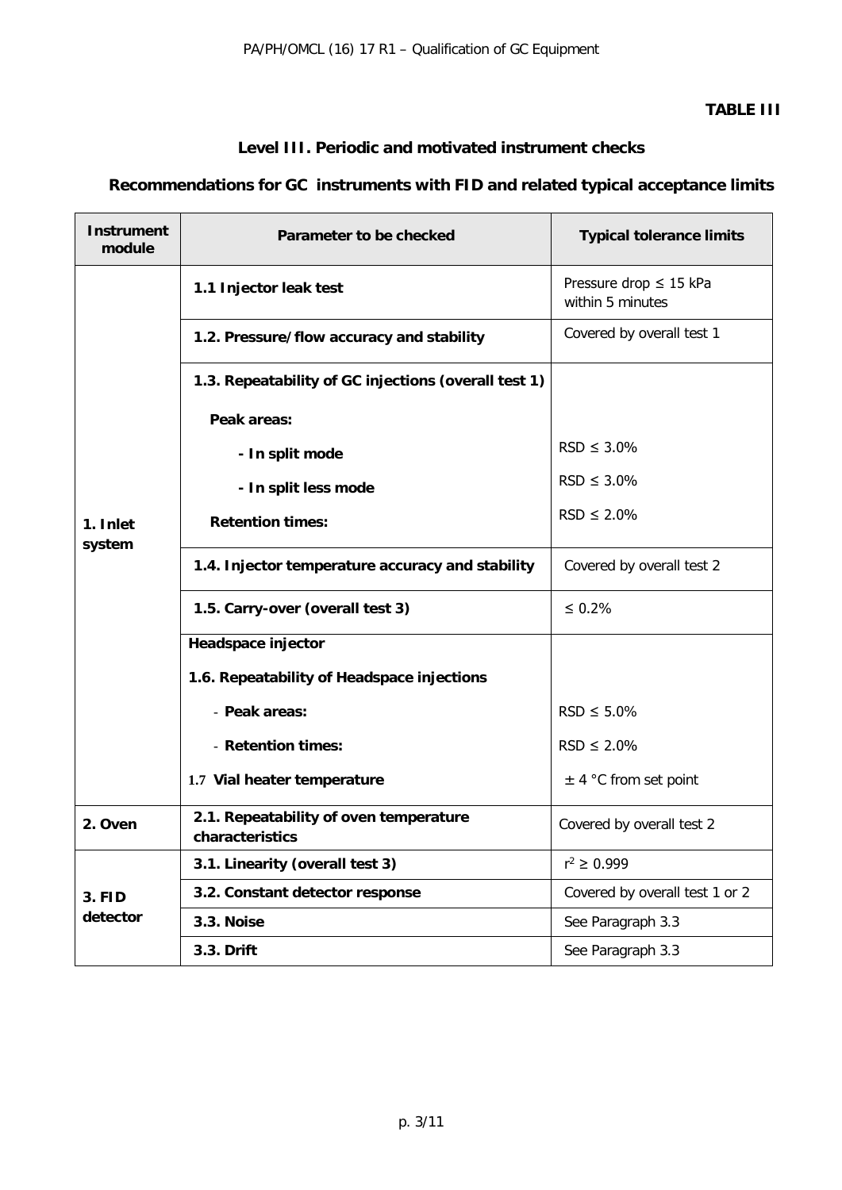**TABLE III**

## Level III. Periodic and motivated instrument checks

## Recommendations for GC instruments with FID and related typical acceptance limits

| Instrument module | Parameter to be checked | Typical tolerance limits |
|---|---|---|
| 1. Inlet system | **1.1 Injector leak test** | Pressure drop ≤ 15 kPa within 5 minutes |
| | **1.2. Pressure/flow accuracy and stability** | Covered by overall test 1 |
| | **1.3. Repeatability of GC injections (overall test 1)** | |
| | **Peak areas:** | |
| | **- In split mode** | RSD ≤ 3.0% |
| | **- In split less mode** | RSD ≤ 3.0% |
| | **Retention times:** | RSD ≤ 2.0% |
| | **1.4. Injector temperature accuracy and stability** | Covered by overall test 2 |
| | **1.5. Carry-over (overall test 3)** | ≤ 0.2% |
| | **Headspace injector** | |
| | **1.6. Repeatability of Headspace injections** | |
| | - **Peak areas:** | RSD ≤ 5.0% |
| | - **Retention times:** | RSD ≤ 2.0% |
| | 1.7 **Vial heater temperature** | ± 4 °C from set point |
| **2. Oven** | **2.1. Repeatability of oven temperature characteristics** | Covered by overall test 2 |
| **3. FID detector** | **3.1. Linearity (overall test 3)** | $r^2 \geq 0.999$ |
| | **3.2. Constant detector response** | Covered by overall test 1 or 2 |
| | **3.3. Noise** | See Paragraph 3.3 |
| | **3.3. Drift** | See Paragraph 3.3 |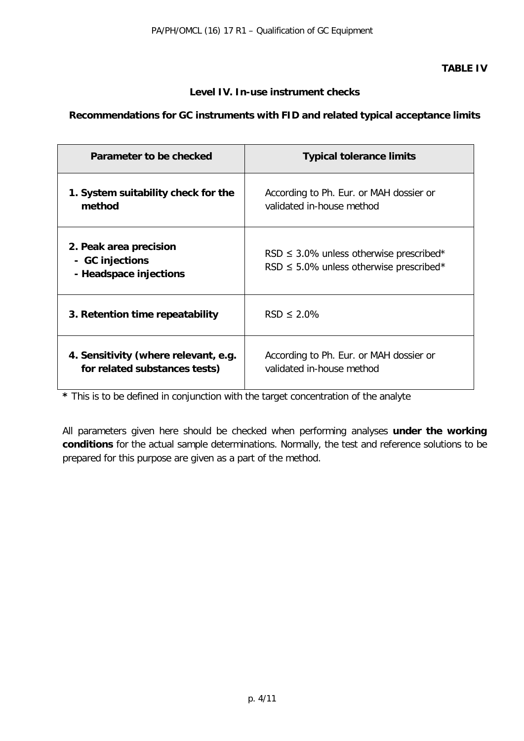**TABLE IV**

**Level IV. In-use instrument checks**

**Recommendations for GC instruments with FID and related typical acceptance limits**

| Parameter to be checked | Typical tolerance limits |
|---|---|
| **1. System suitability check for the method** | According to Ph. Eur. or MAH dossier or validated in-house method |
| **2. Peak area precision**<br>**- GC injections**<br>**- Headspace injections** | <br>RSD ≤ 3.0% unless otherwise prescribed*<br>RSD ≤ 5.0% unless otherwise prescribed* |
| **3. Retention time repeatability** | RSD ≤ 2.0% |
| **4. Sensitivity (where relevant, e.g. for related substances tests)** | According to Ph. Eur. or MAH dossier or validated in-house method |

**\*** This is to be defined in conjunction with the target concentration of the analyte

All parameters given here should be checked when performing analyses **under the working conditions** for the actual sample determinations. Normally, the test and reference solutions to be prepared for this purpose are given as a part of the method.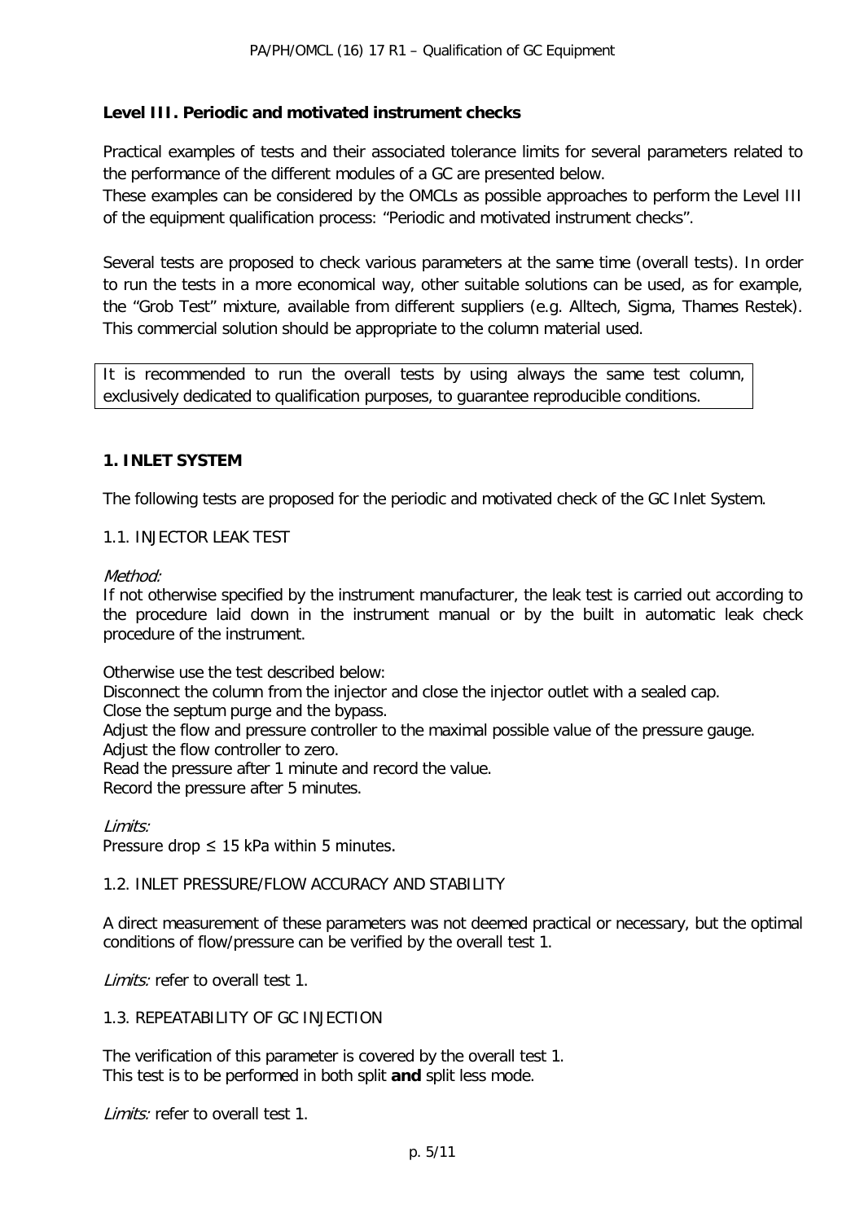## Level III. Periodic and motivated instrument checks

Practical examples of tests and their associated tolerance limits for several parameters related to the performance of the different modules of a GC are presented below.
These examples can be considered by the OMCLs as possible approaches to perform the Level III of the equipment qualification process: "Periodic and motivated instrument checks".

Several tests are proposed to check various parameters at the same time (overall tests). In order to run the tests in a more economical way, other suitable solutions can be used, as for example, the "Grob Test" mixture, available from different suppliers (e.g. Alltech, Sigma, Thames Restek). This commercial solution should be appropriate to the column material used.

It is recommended to run the overall tests by using always the same test column, exclusively dedicated to qualification purposes, to guarantee reproducible conditions.

### 1. INLET SYSTEM

The following tests are proposed for the periodic and motivated check of the GC Inlet System.

#### 1.1. INJECTOR LEAK TEST

*Method:*
If not otherwise specified by the instrument manufacturer, the leak test is carried out according to the procedure laid down in the instrument manual or by the built in automatic leak check procedure of the instrument.

Otherwise use the test described below:
Disconnect the column from the injector and close the injector outlet with a sealed cap.
Close the septum purge and the bypass.
Adjust the flow and pressure controller to the maximal possible value of the pressure gauge.
Adjust the flow controller to zero.
Read the pressure after 1 minute and record the value.
Record the pressure after 5 minutes.

*Limits:*
Pressure drop ≤ 15 kPa within 5 minutes.

#### 1.2. INLET PRESSURE/FLOW ACCURACY AND STABILITY

A direct measurement of these parameters was not deemed practical or necessary, but the optimal conditions of flow/pressure can be verified by the overall test 1.

*Limits:* refer to overall test 1.

#### 1.3. REPEATABILITY OF GC INJECTION

The verification of this parameter is covered by the overall test 1.
This test is to be performed in both split **and** split less mode.

*Limits:* refer to overall test 1.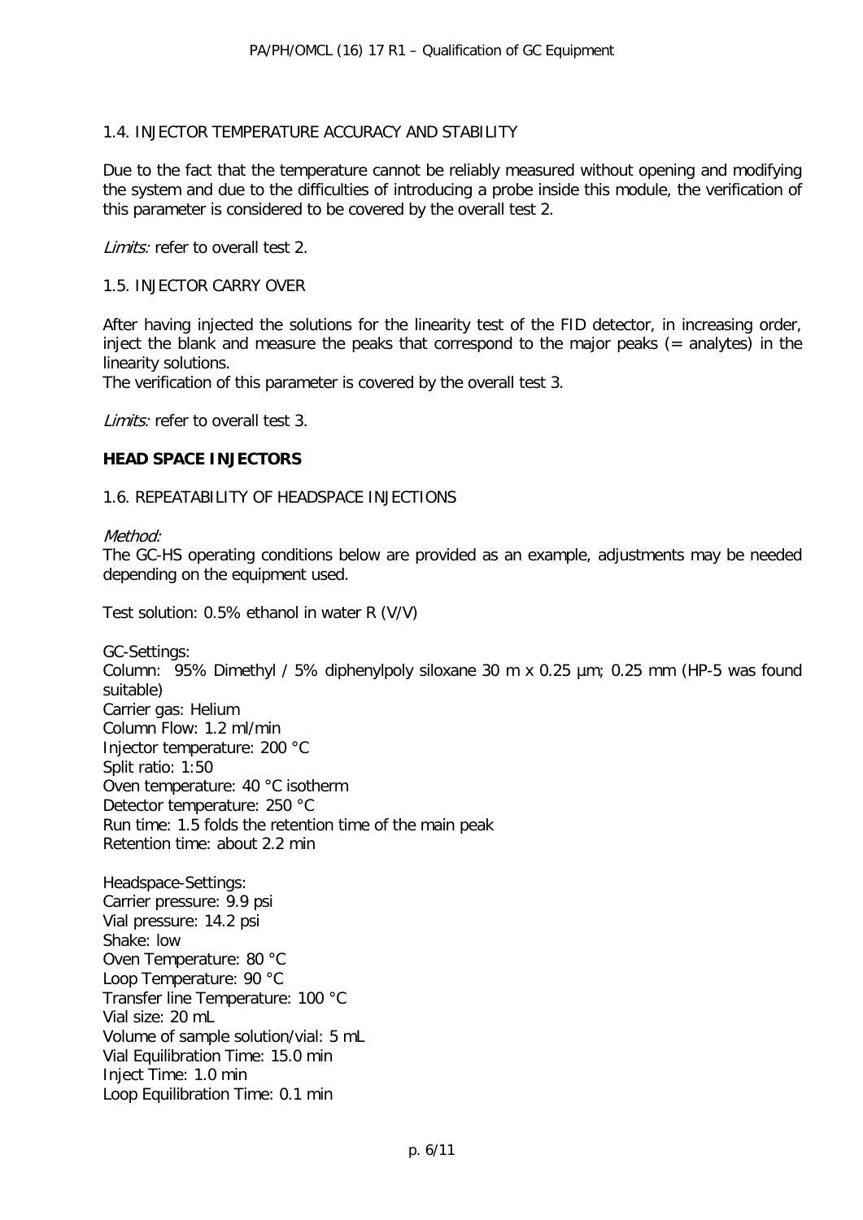### 1.4. INJECTOR TEMPERATURE ACCURACY AND STABILITY

Due to the fact that the temperature cannot be reliably measured without opening and modifying the system and due to the difficulties of introducing a probe inside this module, the verification of this parameter is considered to be covered by the overall test 2.

*Limits:* refer to overall test 2.

### 1.5. INJECTOR CARRY OVER

After having injected the solutions for the linearity test of the FID detector, in increasing order, inject the blank and measure the peaks that correspond to the major peaks (= analytes) in the linearity solutions.
The verification of this parameter is covered by the overall test 3.

*Limits:* refer to overall test 3.

## HEAD SPACE INJECTORS

### 1.6. REPEATABILITY OF HEADSPACE INJECTIONS

*Method:*
The GC-HS operating conditions below are provided as an example, adjustments may be needed depending on the equipment used.

Test solution: 0.5% ethanol in water R (V/V)

GC-Settings:
Column: 95% Dimethyl / 5% diphenylpoly siloxane 30 m x 0.25 µm; 0.25 mm (HP-5 was found suitable)
Carrier gas: Helium
Column Flow: 1.2 ml/min
Injector temperature: 200 °C
Split ratio: 1:50
Oven temperature: 40 °C isotherm
Detector temperature: 250 °C
Run time: 1.5 folds the retention time of the main peak
Retention time: about 2.2 min

Headspace-Settings:
Carrier pressure: 9.9 psi
Vial pressure: 14.2 psi
Shake: low
Oven Temperature: 80 °C
Loop Temperature: 90 °C
Transfer line Temperature: 100 °C
Vial size: 20 mL
Volume of sample solution/vial: 5 mL
Vial Equilibration Time: 15.0 min
Inject Time: 1.0 min
Loop Equilibration Time: 0.1 min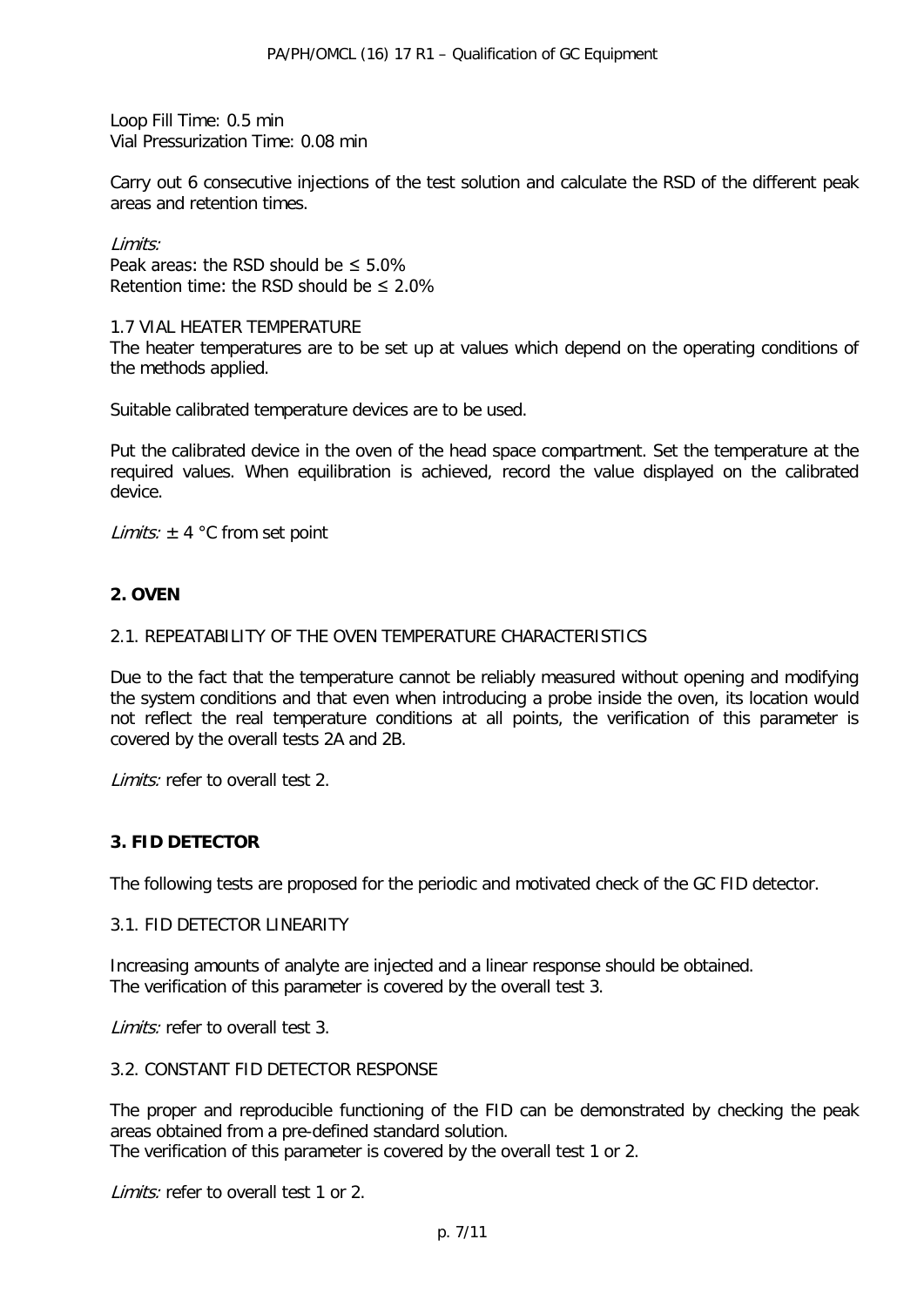Loop Fill Time: 0.5 min
Vial Pressurization Time: 0.08 min

Carry out 6 consecutive injections of the test solution and calculate the RSD of the different peak areas and retention times.

*Limits:*
Peak areas: the RSD should be ≤ 5.0%
Retention time: the RSD should be ≤ 2.0%

1.7 VIAL HEATER TEMPERATURE

The heater temperatures are to be set up at values which depend on the operating conditions of the methods applied.

Suitable calibrated temperature devices are to be used.

Put the calibrated device in the oven of the head space compartment. Set the temperature at the required values. When equilibration is achieved, record the value displayed on the calibrated device.

*Limits:* ± 4 °C from set point

## 2. OVEN

2.1. REPEATABILITY OF THE OVEN TEMPERATURE CHARACTERISTICS

Due to the fact that the temperature cannot be reliably measured without opening and modifying the system conditions and that even when introducing a probe inside the oven, its location would not reflect the real temperature conditions at all points, the verification of this parameter is covered by the overall tests 2A and 2B.

*Limits:* refer to overall test 2.

## 3. FID DETECTOR

The following tests are proposed for the periodic and motivated check of the GC FID detector.

3.1. FID DETECTOR LINEARITY

Increasing amounts of analyte are injected and a linear response should be obtained.
The verification of this parameter is covered by the overall test 3.

*Limits:* refer to overall test 3.

3.2. CONSTANT FID DETECTOR RESPONSE

The proper and reproducible functioning of the FID can be demonstrated by checking the peak areas obtained from a pre-defined standard solution.
The verification of this parameter is covered by the overall test 1 or 2.

*Limits:* refer to overall test 1 or 2.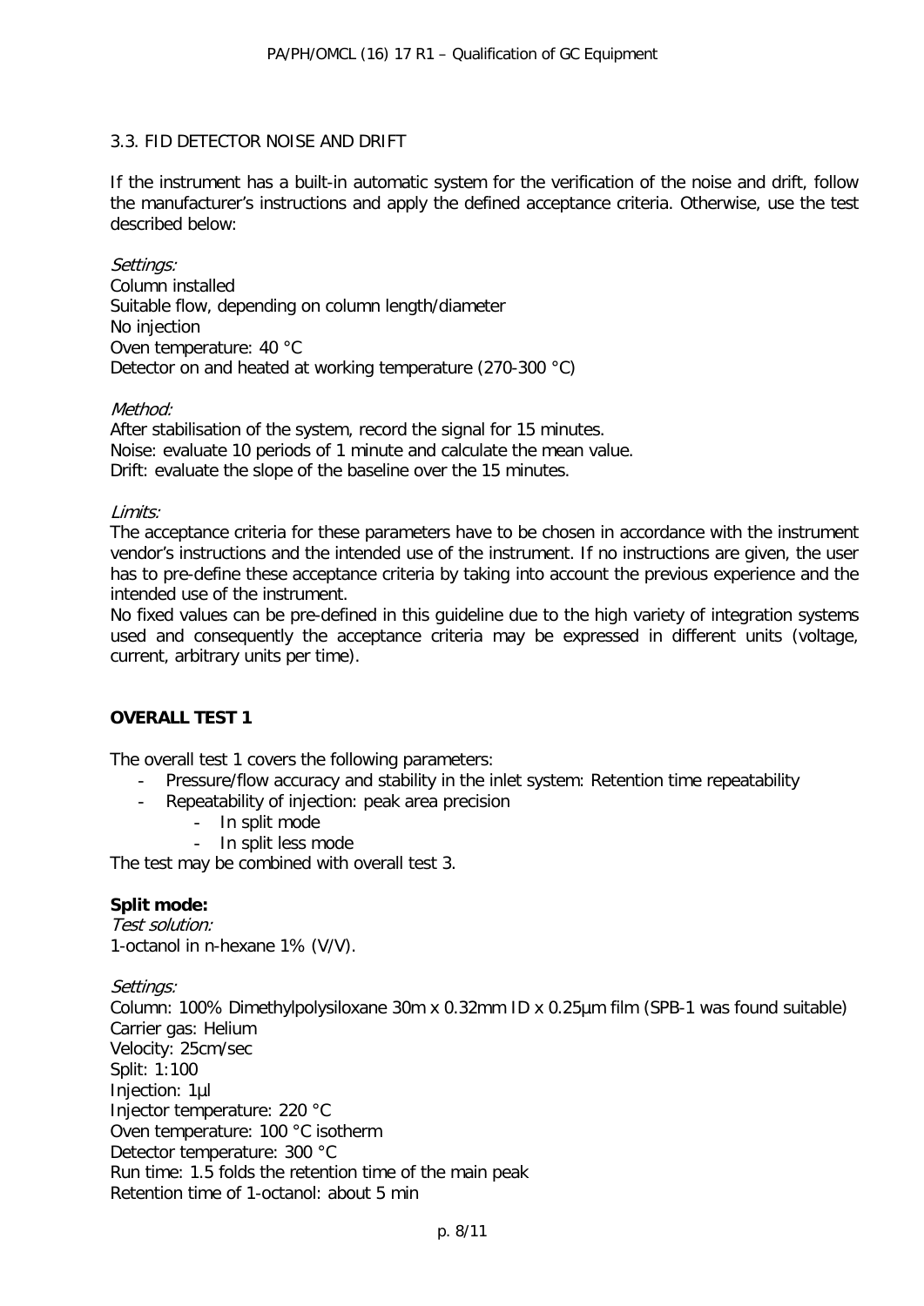### 3.3. FID DETECTOR NOISE AND DRIFT

If the instrument has a built-in automatic system for the verification of the noise and drift, follow the manufacturer's instructions and apply the defined acceptance criteria. Otherwise, use the test described below:

*Settings:*
Column installed
Suitable flow, depending on column length/diameter
No injection
Oven temperature: 40 °C
Detector on and heated at working temperature (270-300 °C)

*Method:*
After stabilisation of the system, record the signal for 15 minutes.
Noise: evaluate 10 periods of 1 minute and calculate the mean value.
Drift: evaluate the slope of the baseline over the 15 minutes.

*Limits:*
The acceptance criteria for these parameters have to be chosen in accordance with the instrument vendor's instructions and the intended use of the instrument. If no instructions are given, the user has to pre-define these acceptance criteria by taking into account the previous experience and the intended use of the instrument.
No fixed values can be pre-defined in this guideline due to the high variety of integration systems used and consequently the acceptance criteria may be expressed in different units (voltage, current, arbitrary units per time).

### OVERALL TEST 1

The overall test 1 covers the following parameters:

- Pressure/flow accuracy and stability in the inlet system: Retention time repeatability
- Repeatability of injection: peak area precision
    - In split mode
    - In split less mode

The test may be combined with overall test 3.

**Split mode:**

*Test solution:*
1-octanol in n-hexane 1% (V/V).

*Settings:*
Column: 100% Dimethylpolysiloxane 30m x 0.32mm ID x 0.25µm film (SPB-1 was found suitable)
Carrier gas: Helium
Velocity: 25cm/sec
Split: 1:100
Injection: 1µl
Injector temperature: 220 °C
Oven temperature: 100 °C isotherm
Detector temperature: 300 °C
Run time: 1.5 folds the retention time of the main peak
Retention time of 1-octanol: about 5 min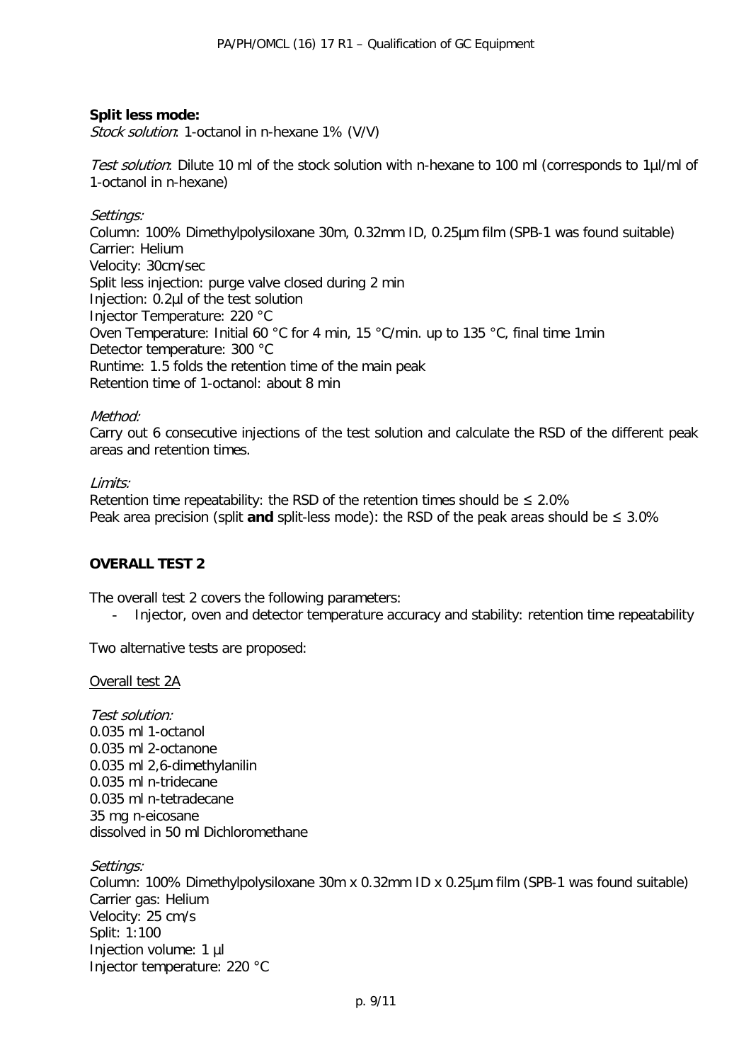**Split less mode:**

*Stock solution*: 1-octanol in n-hexane 1% (V/V)

*Test solution*: Dilute 10 ml of the stock solution with n-hexane to 100 ml (corresponds to 1µl/ml of 1-octanol in n-hexane)

*Settings:*
Column: 100% Dimethylpolysiloxane 30m, 0.32mm ID, 0.25µm film (SPB-1 was found suitable)
Carrier: Helium
Velocity: 30cm/sec
Split less injection: purge valve closed during 2 min
Injection: 0.2µl of the test solution
Injector Temperature: 220 °C
Oven Temperature: Initial 60 °C for 4 min, 15 °C/min. up to 135 °C, final time 1min
Detector temperature: 300 °C
Runtime: 1.5 folds the retention time of the main peak
Retention time of 1-octanol: about 8 min

*Method:*
Carry out 6 consecutive injections of the test solution and calculate the RSD of the different peak areas and retention times.

*Limits:*
Retention time repeatability: the RSD of the retention times should be ≤ 2.0%
Peak area precision (split **and** split-less mode): the RSD of the peak areas should be ≤ 3.0%

## OVERALL TEST 2

The overall test 2 covers the following parameters:

- Injector, oven and detector temperature accuracy and stability: retention time repeatability

Two alternative tests are proposed:

Overall test 2A

*Test solution:*
0.035 ml 1-octanol
0.035 ml 2-octanone
0.035 ml 2,6-dimethylanilin
0.035 ml n-tridecane
0.035 ml n-tetradecane
35 mg n-eicosane
dissolved in 50 ml Dichloromethane

*Settings:*
Column: 100% Dimethylpolysiloxane 30m x 0.32mm ID x 0.25µm film (SPB-1 was found suitable)
Carrier gas: Helium
Velocity: 25 cm/s
Split: 1:100
Injection volume: 1 µl
Injector temperature: 220 °C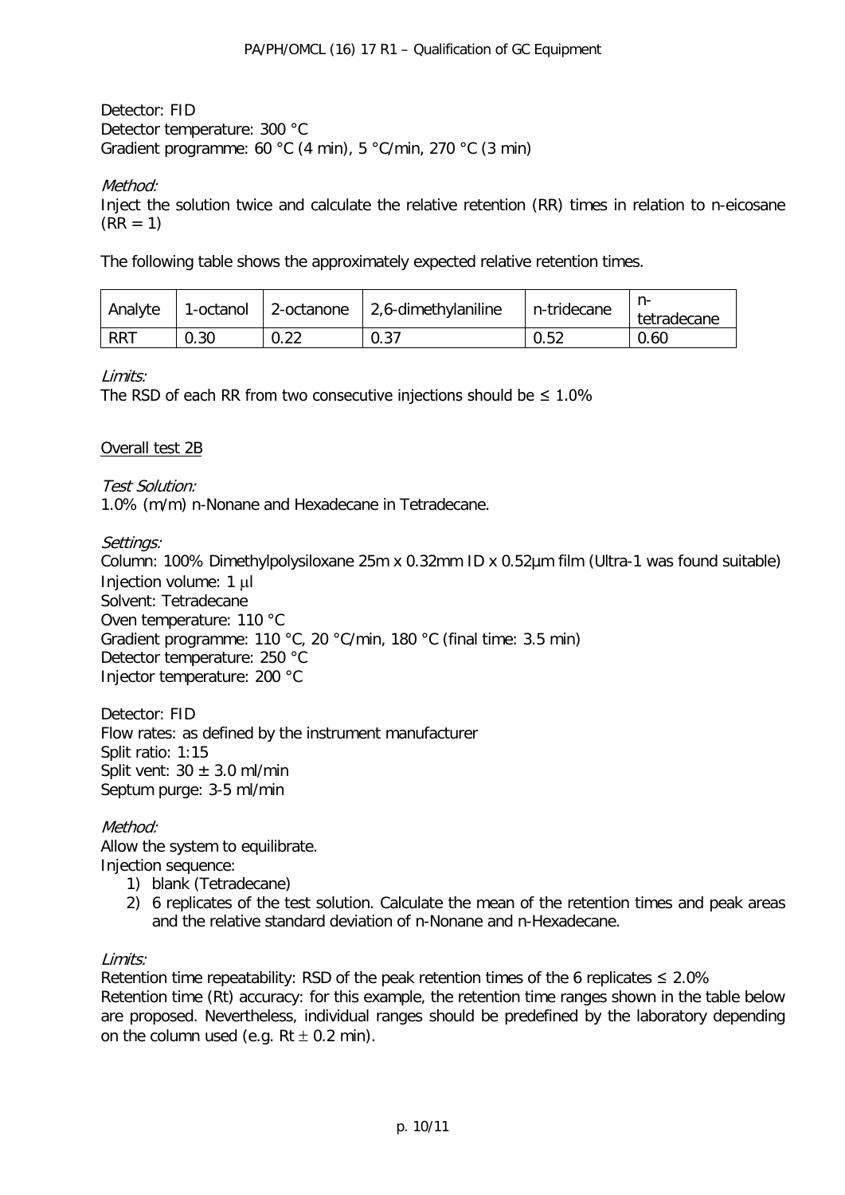Detector: FID
Detector temperature: 300 °C
Gradient programme: 60 °C (4 min), 5 °C/min, 270 °C (3 min)

*Method:*
Inject the solution twice and calculate the relative retention (RR) times in relation to n-eicosane (RR = 1)

The following table shows the approximately expected relative retention times.

| Analyte | 1-octanol | 2-octanone | 2,6-dimethylaniline | n-tridecane | n-tetradecane |
|---|---|---|---|---|---|
| RRT | 0.30 | 0.22 | 0.37 | 0.52 | 0.60 |

*Limits:*
The RSD of each RR from two consecutive injections should be ≤ 1.0%

<u>Overall test 2B</u>

*Test Solution:*
1.0% (m/m) n-Nonane and Hexadecane in Tetradecane.

*Settings:*
Column: 100% Dimethylpolysiloxane 25m x 0.32mm ID x 0.52µm film (Ultra-1 was found suitable)
Injection volume: 1 µl
Solvent: Tetradecane
Oven temperature: 110 °C
Gradient programme: 110 °C, 20 °C/min, 180 °C (final time: 3.5 min)
Detector temperature: 250 °C
Injector temperature: 200 °C

Detector: FID
Flow rates: as defined by the instrument manufacturer
Split ratio: 1:15
Split vent: 30 ± 3.0 ml/min
Septum purge: 3-5 ml/min

*Method:*
Allow the system to equilibrate.
Injection sequence:

1) blank (Tetradecane)
2) 6 replicates of the test solution. Calculate the mean of the retention times and peak areas and the relative standard deviation of n-Nonane and n-Hexadecane.

*Limits:*
Retention time repeatability: RSD of the peak retention times of the 6 replicates ≤ 2.0%
Retention time (Rt) accuracy: for this example, the retention time ranges shown in the table below are proposed. Nevertheless, individual ranges should be predefined by the laboratory depending on the column used (e.g. Rt ± 0.2 min).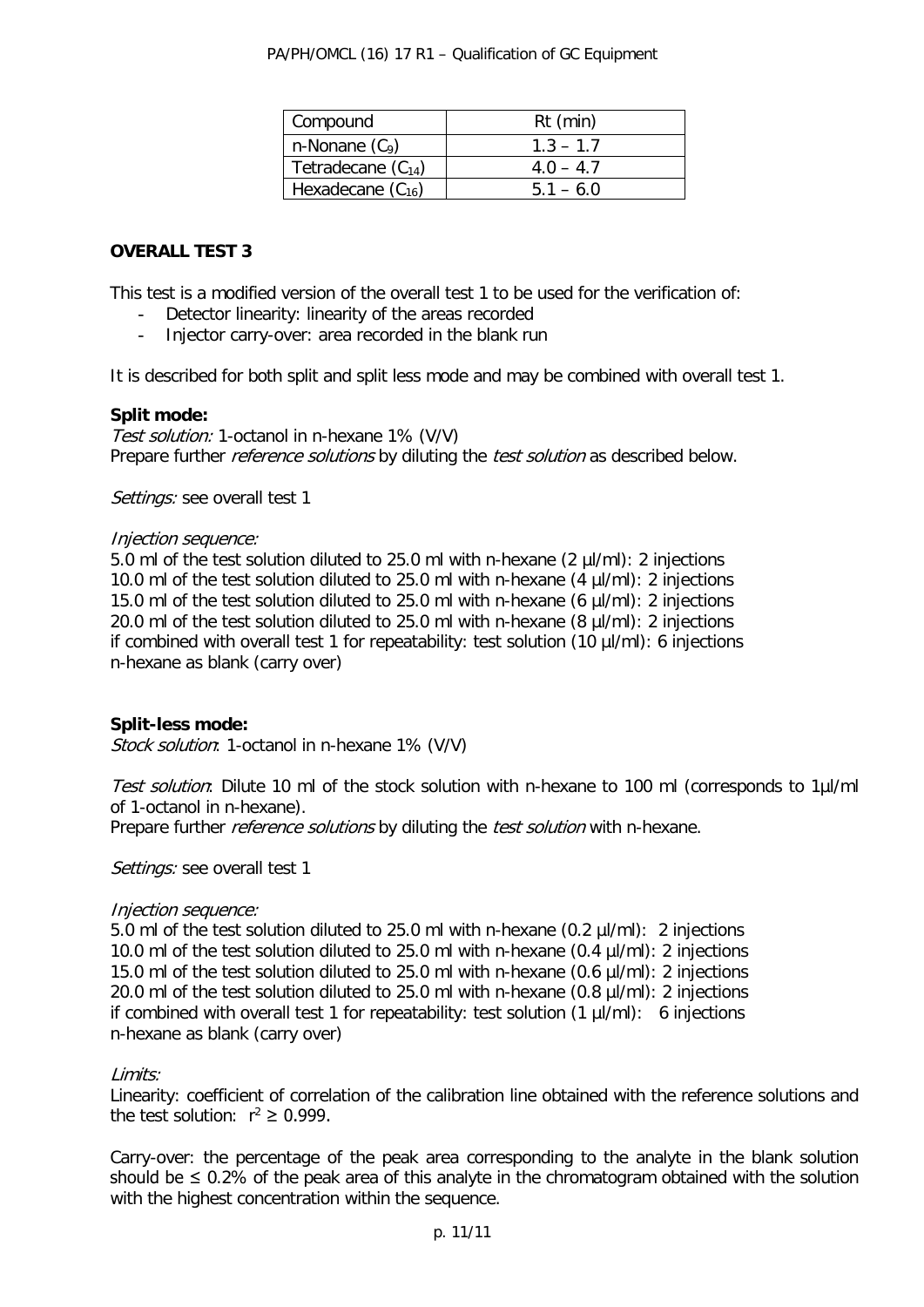| Compound | Rt (min) |
|---|---|
| n-Nonane ($C_9$) | 1.3 – 1.7 |
| Tetradecane ($C_{14}$) | 4.0 – 4.7 |
| Hexadecane ($C_{16}$) | 5.1 – 6.0 |

## OVERALL TEST 3

This test is a modified version of the overall test 1 to be used for the verification of:

- Detector linearity: linearity of the areas recorded
- Injector carry-over: area recorded in the blank run

It is described for both split and split less mode and may be combined with overall test 1.

**Split mode:**

*Test solution:* 1-octanol in n-hexane 1% (V/V)
Prepare further *reference solutions* by diluting the *test solution* as described below.

*Settings:* see overall test 1

*Injection sequence:*

5.0 ml of the test solution diluted to 25.0 ml with n-hexane (2 µl/ml): 2 injections
10.0 ml of the test solution diluted to 25.0 ml with n-hexane (4 µl/ml): 2 injections
15.0 ml of the test solution diluted to 25.0 ml with n-hexane (6 µl/ml): 2 injections
20.0 ml of the test solution diluted to 25.0 ml with n-hexane (8 µl/ml): 2 injections
if combined with overall test 1 for repeatability: test solution (10 µl/ml): 6 injections
n-hexane as blank (carry over)

**Split-less mode:**

*Stock solution*: 1-octanol in n-hexane 1% (V/V)

*Test solution*: Dilute 10 ml of the stock solution with n-hexane to 100 ml (corresponds to 1µl/ml of 1-octanol in n-hexane).
Prepare further *reference solutions* by diluting the *test solution* with n-hexane.

*Settings:* see overall test 1

*Injection sequence:*

5.0 ml of the test solution diluted to 25.0 ml with n-hexane (0.2 µl/ml): 2 injections
10.0 ml of the test solution diluted to 25.0 ml with n-hexane (0.4 µl/ml): 2 injections
15.0 ml of the test solution diluted to 25.0 ml with n-hexane (0.6 µl/ml): 2 injections
20.0 ml of the test solution diluted to 25.0 ml with n-hexane (0.8 µl/ml): 2 injections
if combined with overall test 1 for repeatability: test solution (1 µl/ml): 6 injections
n-hexane as blank (carry over)

*Limits:*

Linearity: coefficient of correlation of the calibration line obtained with the reference solutions and the test solution: $r^2 \geq 0.999$.

Carry-over: the percentage of the peak area corresponding to the analyte in the blank solution should be ≤ 0.2% of the peak area of this analyte in the chromatogram obtained with the solution with the highest concentration within the sequence.